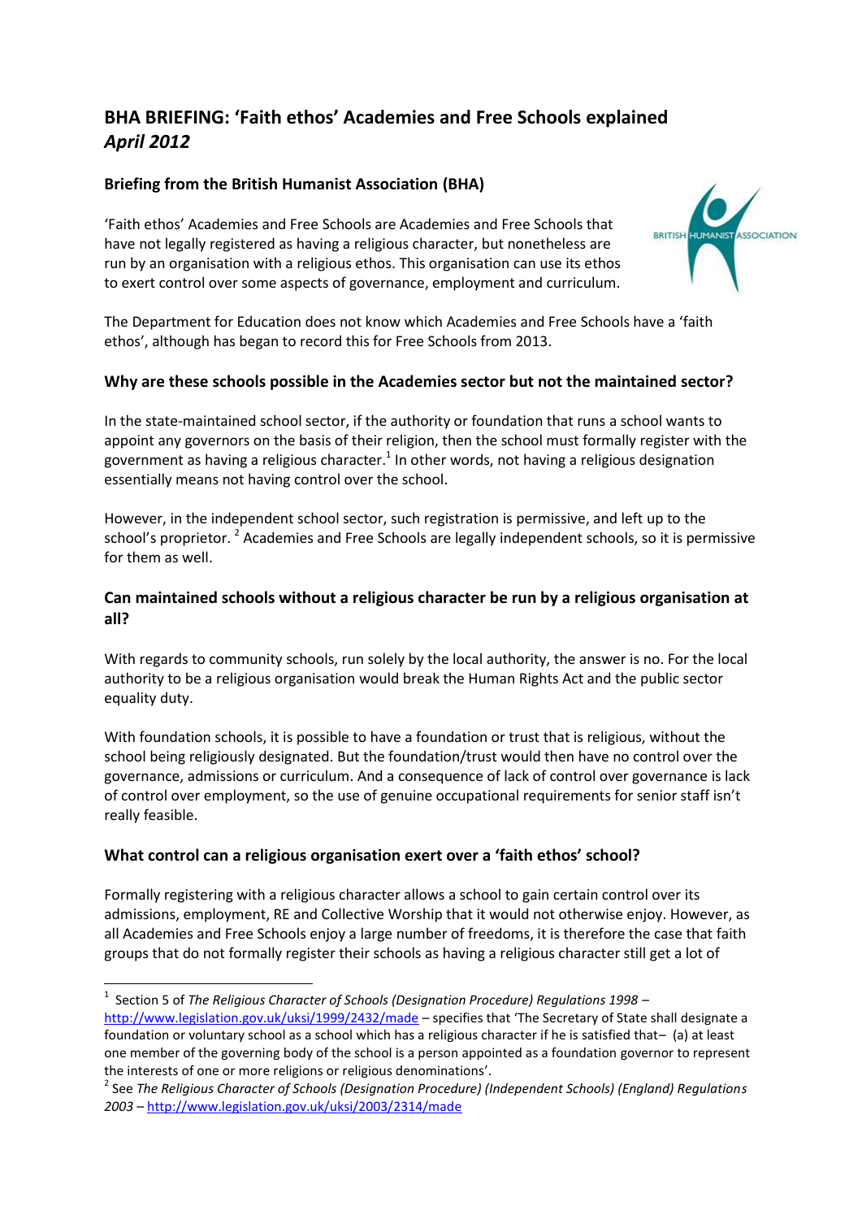# BHA BRIEFING: 'Faith ethos' Academies and Free Schools explained *April 2012*

### Briefing from the British Humanist Association (BHA)

'Faith ethos' Academies and Free Schools are Academies and Free Schools that have not legally registered as having a religious character, but nonetheless are run by an organisation with a religious ethos. This organisation can use its ethos to exert control over some aspects of governance, employment and curriculum.

The Department for Education does not know which Academies and Free Schools have a 'faith ethos', although has began to record this for Free Schools from 2013.

### Why are these schools possible in the Academies sector but not the maintained sector?

In the state-maintained school sector, if the authority or foundation that runs a school wants to appoint any governors on the basis of their religion, then the school must formally register with the government as having a religious character.[1] In other words, not having a religious designation essentially means not having control over the school.

However, in the independent school sector, such registration is permissive, and left up to the school's proprietor. [2] Academies and Free Schools are legally independent schools, so it is permissive for them as well.

### Can maintained schools without a religious character be run by a religious organisation at all?

With regards to community schools, run solely by the local authority, the answer is no. For the local authority to be a religious organisation would break the Human Rights Act and the public sector equality duty.

With foundation schools, it is possible to have a foundation or trust that is religious, without the school being religiously designated. But the foundation/trust would then have no control over the governance, admissions or curriculum. And a consequence of lack of control over governance is lack of control over employment, so the use of genuine occupational requirements for senior staff isn't really feasible.

### What control can a religious organisation exert over a 'faith ethos' school?

Formally registering with a religious character allows a school to gain certain control over its admissions, employment, RE and Collective Worship that it would not otherwise enjoy. However, as all Academies and Free Schools enjoy a large number of freedoms, it is therefore the case that faith groups that do not formally register their schools as having a religious character still get a lot of

---

[1] Section 5 of *The Religious Character of Schools (Designation Procedure) Regulations 1998* – http://www.legislation.gov.uk/uksi/1999/2432/made – specifies that 'The Secretary of State shall designate a foundation or voluntary school as a school which has a religious character if he is satisfied that– (a) at least one member of the governing body of the school is a person appointed as a foundation governor to represent the interests of one or more religions or religious denominations'.

[2] See *The Religious Character of Schools (Designation Procedure) (Independent Schools) (England) Regulations 2003* – http://www.legislation.gov.uk/uksi/2003/2314/made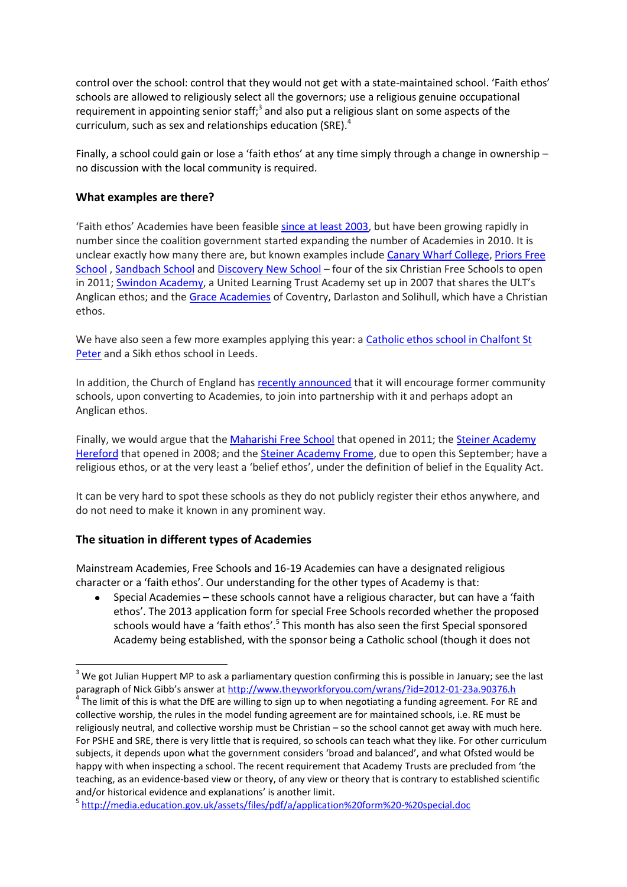control over the school: control that they would not get with a state-maintained school. 'Faith ethos' schools are allowed to religiously select all the governors; use a religious genuine occupational requirement in appointing senior staff;[3] and also put a religious slant on some aspects of the curriculum, such as sex and relationships education (SRE).[4]

Finally, a school could gain or lose a 'faith ethos' at any time simply through a change in ownership – no discussion with the local community is required.

### What examples are there?

'Faith ethos' Academies have been feasible since at least 2003, but have been growing rapidly in number since the coalition government started expanding the number of Academies in 2010. It is unclear exactly how many there are, but known examples include Canary Wharf College, Priors Free School , Sandbach School and Discovery New School – four of the six Christian Free Schools to open in 2011; Swindon Academy, a United Learning Trust Academy set up in 2007 that shares the ULT's Anglican ethos; and the Grace Academies of Coventry, Darlaston and Solihull, which have a Christian ethos.

We have also seen a few more examples applying this year: a Catholic ethos school in Chalfont St Peter and a Sikh ethos school in Leeds.

In addition, the Church of England has recently announced that it will encourage former community schools, upon converting to Academies, to join into partnership with it and perhaps adopt an Anglican ethos.

Finally, we would argue that the Maharishi Free School that opened in 2011; the Steiner Academy Hereford that opened in 2008; and the Steiner Academy Frome, due to open this September; have a religious ethos, or at the very least a 'belief ethos', under the definition of belief in the Equality Act.

It can be very hard to spot these schools as they do not publicly register their ethos anywhere, and do not need to make it known in any prominent way.

### The situation in different types of Academies

Mainstream Academies, Free Schools and 16-19 Academies can have a designated religious character or a 'faith ethos'. Our understanding for the other types of Academy is that:

- Special Academies – these schools cannot have a religious character, but can have a 'faith ethos'. The 2013 application form for special Free Schools recorded whether the proposed schools would have a 'faith ethos'.[5] This month has also seen the first Special sponsored Academy being established, with the sponsor being a Catholic school (though it does not

---

[3] We got Julian Huppert MP to ask a parliamentary question confirming this is possible in January; see the last paragraph of Nick Gibb's answer at http://www.theyworkforyou.com/wrans/?id=2012-01-23a.90376.h

[4] The limit of this is what the DfE are willing to sign up to when negotiating a funding agreement. For RE and collective worship, the rules in the model funding agreement are for maintained schools, i.e. RE must be religiously neutral, and collective worship must be Christian – so the school cannot get away with much here. For PSHE and SRE, there is very little that is required, so schools can teach what they like. For other curriculum subjects, it depends upon what the government considers 'broad and balanced', and what Ofsted would be happy with when inspecting a school. The recent requirement that Academy Trusts are precluded from 'the teaching, as an evidence-based view or theory, of any view or theory that is contrary to established scientific and/or historical evidence and explanations' is another limit.

[5] http://media.education.gov.uk/assets/files/pdf/a/application%20form%20-%20special.doc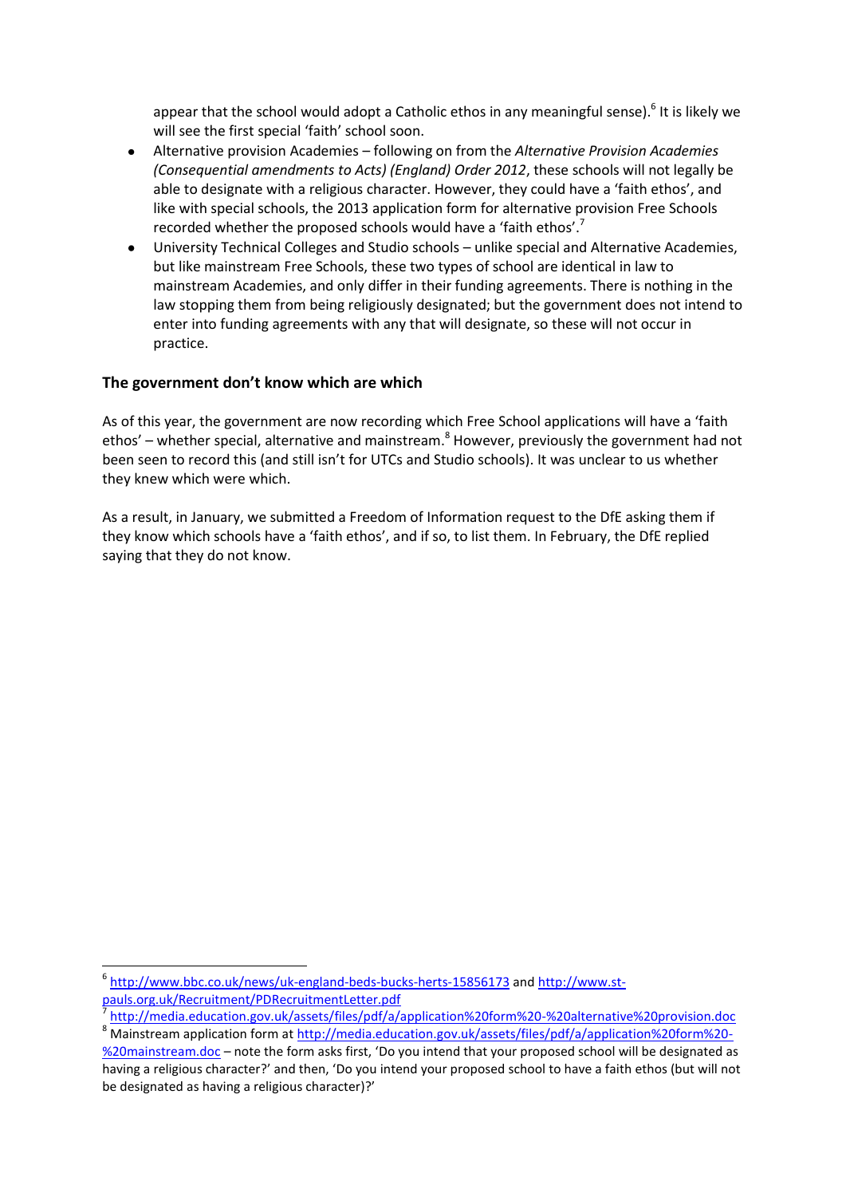appear that the school would adopt a Catholic ethos in any meaningful sense).[6] It is likely we will see the first special 'faith' school soon.

- Alternative provision Academies – following on from the *Alternative Provision Academies (Consequential amendments to Acts) (England) Order 2012*, these schools will not legally be able to designate with a religious character. However, they could have a 'faith ethos', and like with special schools, the 2013 application form for alternative provision Free Schools recorded whether the proposed schools would have a 'faith ethos'.[7]
- University Technical Colleges and Studio schools – unlike special and Alternative Academies, but like mainstream Free Schools, these two types of school are identical in law to mainstream Academies, and only differ in their funding agreements. There is nothing in the law stopping them from being religiously designated; but the government does not intend to enter into funding agreements with any that will designate, so these will not occur in practice.

### The government don't know which are which

As of this year, the government are now recording which Free School applications will have a 'faith ethos' – whether special, alternative and mainstream.[8] However, previously the government had not been seen to record this (and still isn't for UTCs and Studio schools). It was unclear to us whether they knew which were which.

As a result, in January, we submitted a Freedom of Information request to the DfE asking them if they know which schools have a 'faith ethos', and if so, to list them. In February, the DfE replied saying that they do not know.

---

[6] http://www.bbc.co.uk/news/uk-england-beds-bucks-herts-15856173 and http://www.st-pauls.org.uk/Recruitment/PDRecruitmentLetter.pdf

[7] http://media.education.gov.uk/assets/files/pdf/a/application%20form%20-%20alternative%20provision.doc

[8] Mainstream application form at http://media.education.gov.uk/assets/files/pdf/a/application%20form%20-%20mainstream.doc – note the form asks first, 'Do you intend that your proposed school will be designated as having a religious character?' and then, 'Do you intend your proposed school to have a faith ethos (but will not be designated as having a religious character)?'